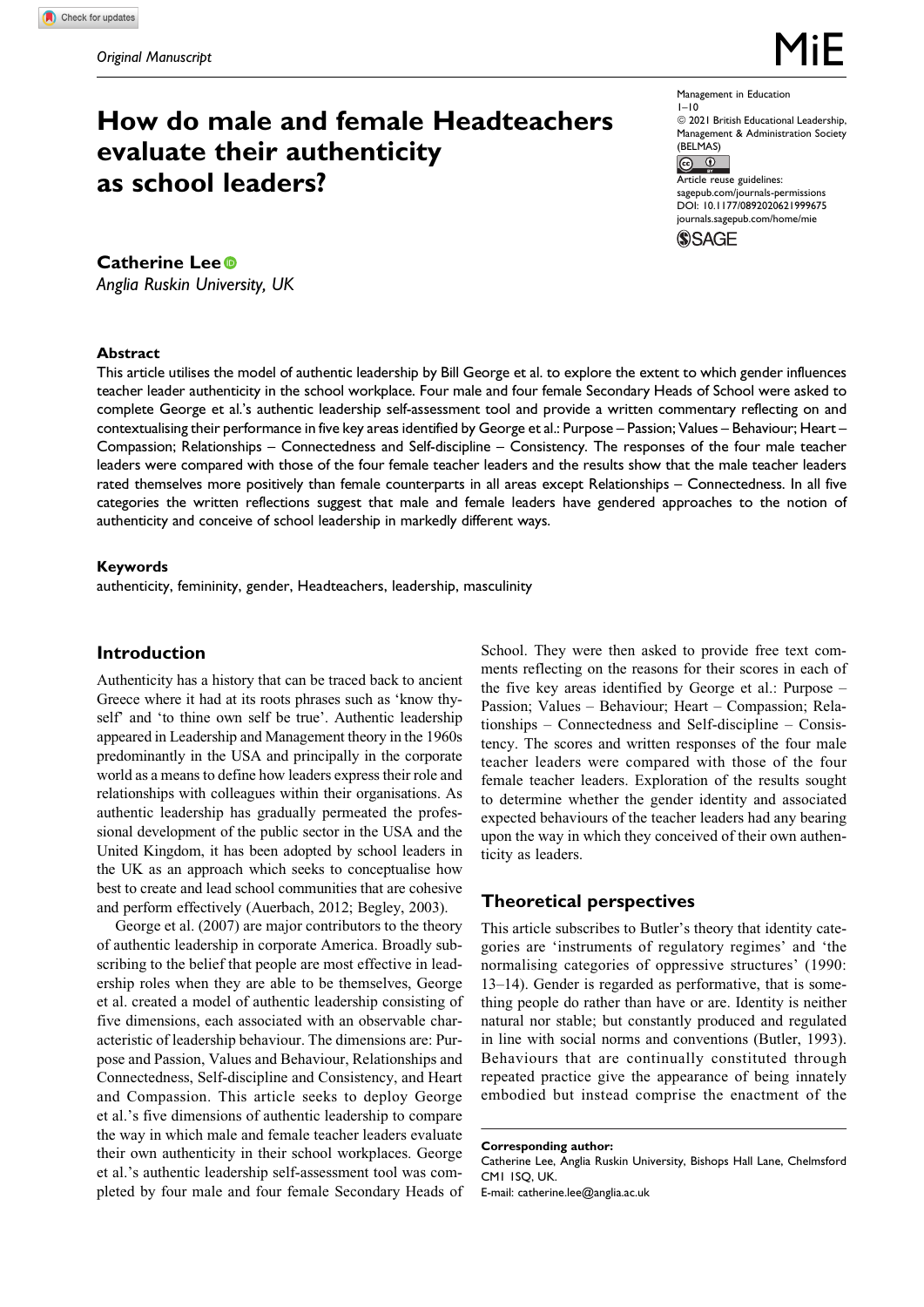*Original Manuscript*

# How do male and female Headteachers evaluate their authenticity as school leaders?

Management in Education
1–10
© 2021 British Educational Leadership, Management & Administration Society (BELMAS)
Article reuse guidelines: sagepub.com/journals-permissions
DOI: 10.1177/0892020621999675
journals.sagepub.com/home/mie

**Catherine Lee**
*Anglia Ruskin University, UK*

### Abstract

This article utilises the model of authentic leadership by Bill George et al. to explore the extent to which gender influences teacher leader authenticity in the school workplace. Four male and four female Secondary Heads of School were asked to complete George et al.'s authentic leadership self-assessment tool and provide a written commentary reflecting on and contextualising their performance in five key areas identified by George et al.: Purpose – Passion; Values – Behaviour; Heart – Compassion; Relationships – Connectedness and Self-discipline – Consistency. The responses of the four male teacher leaders were compared with those of the four female teacher leaders and the results show that the male teacher leaders rated themselves more positively than female counterparts in all areas except Relationships – Connectedness. In all five categories the written reflections suggest that male and female leaders have gendered approaches to the notion of authenticity and conceive of school leadership in markedly different ways.

### Keywords

authenticity, femininity, gender, Headteachers, leadership, masculinity

## Introduction

Authenticity has a history that can be traced back to ancient Greece where it had at its roots phrases such as 'know thyself' and 'to thine own self be true'. Authentic leadership appeared in Leadership and Management theory in the 1960s predominantly in the USA and principally in the corporate world as a means to define how leaders express their role and relationships with colleagues within their organisations. As authentic leadership has gradually permeated the professional development of the public sector in the USA and the United Kingdom, it has been adopted by school leaders in the UK as an approach which seeks to conceptualise how best to create and lead school communities that are cohesive and perform effectively (Auerbach, 2012; Begley, 2003).

George et al. (2007) are major contributors to the theory of authentic leadership in corporate America. Broadly subscribing to the belief that people are most effective in leadership roles when they are able to be themselves, George et al. created a model of authentic leadership consisting of five dimensions, each associated with an observable characteristic of leadership behaviour. The dimensions are: Purpose and Passion, Values and Behaviour, Relationships and Connectedness, Self-discipline and Consistency, and Heart and Compassion. This article seeks to deploy George et al.'s five dimensions of authentic leadership to compare the way in which male and female teacher leaders evaluate their own authenticity in their school workplaces. George et al.'s authentic leadership self-assessment tool was completed by four male and four female Secondary Heads of School. They were then asked to provide free text comments reflecting on the reasons for their scores in each of the five key areas identified by George et al.: Purpose – Passion; Values – Behaviour; Heart – Compassion; Relationships – Connectedness and Self-discipline – Consistency. The scores and written responses of the four male teacher leaders were compared with those of the four female teacher leaders. Exploration of the results sought to determine whether the gender identity and associated expected behaviours of the teacher leaders had any bearing upon the way in which they conceived of their own authenticity as leaders.

## Theoretical perspectives

This article subscribes to Butler's theory that identity categories are 'instruments of regulatory regimes' and 'the normalising categories of oppressive structures' (1990: 13–14). Gender is regarded as performative, that is something people do rather than have or are. Identity is neither natural nor stable; but constantly produced and regulated in line with social norms and conventions (Butler, 1993). Behaviours that are continually constituted through repeated practice give the appearance of being innately embodied but instead comprise the enactment of the

**Corresponding author:**
Catherine Lee, Anglia Ruskin University, Bishops Hall Lane, Chelmsford CM1 1SQ, UK.
E-mail: catherine.lee@anglia.ac.uk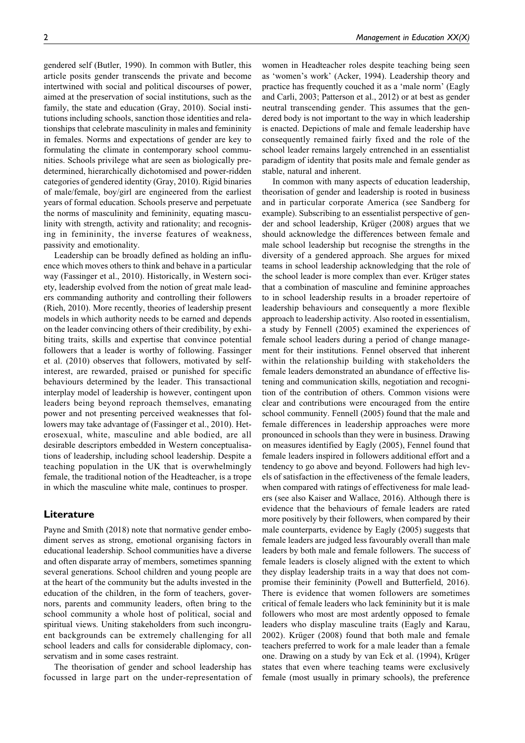gendered self (Butler, 1990). In common with Butler, this article posits gender transcends the private and become intertwined with social and political discourses of power, aimed at the preservation of social institutions, such as the family, the state and education (Gray, 2010). Social institutions including schools, sanction those identities and relationships that celebrate masculinity in males and femininity in females. Norms and expectations of gender are key to formulating the climate in contemporary school communities. Schools privilege what are seen as biologically predetermined, hierarchically dichotomised and power-ridden categories of gendered identity (Gray, 2010). Rigid binaries of male/female, boy/girl are engineered from the earliest years of formal education. Schools preserve and perpetuate the norms of masculinity and femininity, equating masculinity with strength, activity and rationality; and recognising in femininity, the inverse features of weakness, passivity and emotionality.

Leadership can be broadly defined as holding an influence which moves others to think and behave in a particular way (Fassinger et al., 2010). Historically, in Western society, leadership evolved from the notion of great male leaders commanding authority and controlling their followers (Rieh, 2010). More recently, theories of leadership present models in which authority needs to be earned and depends on the leader convincing others of their credibility, by exhibiting traits, skills and expertise that convince potential followers that a leader is worthy of following. Fassinger et al. (2010) observes that followers, motivated by self-interest, are rewarded, praised or punished for specific behaviours determined by the leader. This transactional interplay model of leadership is however, contingent upon leaders being beyond reproach themselves, emanating power and not presenting perceived weaknesses that followers may take advantage of (Fassinger et al., 2010). Heterosexual, white, masculine and able bodied, are all desirable descriptors embedded in Western conceptualisations of leadership, including school leadership. Despite a teaching population in the UK that is overwhelmingly female, the traditional notion of the Headteacher, is a trope in which the masculine white male, continues to prosper.

## Literature

Payne and Smith (2018) note that normative gender embodiment serves as strong, emotional organising factors in educational leadership. School communities have a diverse and often disparate array of members, sometimes spanning several generations. School children and young people are at the heart of the community but the adults invested in the education of the children, in the form of teachers, governors, parents and community leaders, often bring to the school community a whole host of political, social and spiritual views. Uniting stakeholders from such incongruent backgrounds can be extremely challenging for all school leaders and calls for considerable diplomacy, conservatism and in some cases restraint.

The theorisation of gender and school leadership has focussed in large part on the under-representation of women in Headteacher roles despite teaching being seen as 'women's work' (Acker, 1994). Leadership theory and practice has frequently couched it as a 'male norm' (Eagly and Carli, 2003; Patterson et al., 2012) or at best as gender neutral transcending gender. This assumes that the gendered body is not important to the way in which leadership is enacted. Depictions of male and female leadership have consequently remained fairly fixed and the role of the school leader remains largely entrenched in an essentialist paradigm of identity that posits male and female gender as stable, natural and inherent.

In common with many aspects of education leadership, theorisation of gender and leadership is rooted in business and in particular corporate America (see Sandberg for example). Subscribing to an essentialist perspective of gender and school leadership, Krüger (2008) argues that we should acknowledge the differences between female and male school leadership but recognise the strengths in the diversity of a gendered approach. She argues for mixed teams in school leadership acknowledging that the role of the school leader is more complex than ever. Krüger states that a combination of masculine and feminine approaches to in school leadership results in a broader repertoire of leadership behaviours and consequently a more flexible approach to leadership activity. Also rooted in essentialism, a study by Fennell (2005) examined the experiences of female school leaders during a period of change management for their institutions. Fennel observed that inherent within the relationship building with stakeholders the female leaders demonstrated an abundance of effective listening and communication skills, negotiation and recognition of the contribution of others. Common visions were clear and contributions were encouraged from the entire school community. Fennell (2005) found that the male and female differences in leadership approaches were more pronounced in schools than they were in business. Drawing on measures identified by Eagly (2005), Fennel found that female leaders inspired in followers additional effort and a tendency to go above and beyond. Followers had high levels of satisfaction in the effectiveness of the female leaders, when compared with ratings of effectiveness for male leaders (see also Kaiser and Wallace, 2016). Although there is evidence that the behaviours of female leaders are rated more positively by their followers, when compared by their male counterparts, evidence by Eagly (2005) suggests that female leaders are judged less favourably overall than male leaders by both male and female followers. The success of female leaders is closely aligned with the extent to which they display leadership traits in a way that does not compromise their femininity (Powell and Butterfield, 2016). There is evidence that women followers are sometimes critical of female leaders who lack femininity but it is male followers who most are most ardently opposed to female leaders who display masculine traits (Eagly and Karau, 2002). Krüger (2008) found that both male and female teachers preferred to work for a male leader than a female one. Drawing on a study by van Eck et al. (1994), Krüger states that even where teaching teams were exclusively female (most usually in primary schools), the preference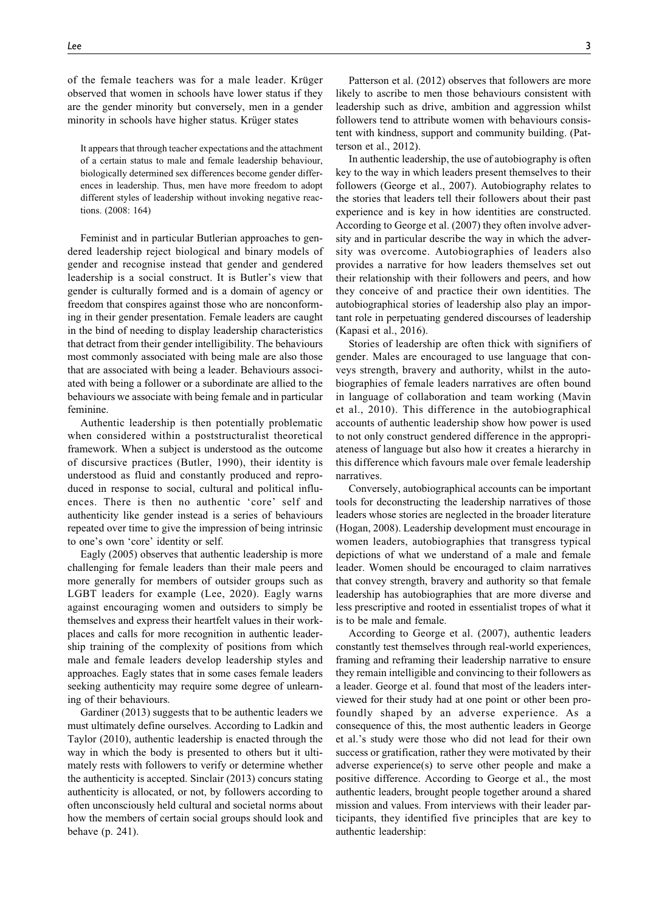of the female teachers was for a male leader. Krüger observed that women in schools have lower status if they are the gender minority but conversely, men in a gender minority in schools have higher status. Krüger states

> It appears that through teacher expectations and the attachment of a certain status to male and female leadership behaviour, biologically determined sex differences become gender differences in leadership. Thus, men have more freedom to adopt different styles of leadership without invoking negative reactions. (2008: 164)

Feminist and in particular Butlerian approaches to gendered leadership reject biological and binary models of gender and recognise instead that gender and gendered leadership is a social construct. It is Butler's view that gender is culturally formed and is a domain of agency or freedom that conspires against those who are nonconforming in their gender presentation. Female leaders are caught in the bind of needing to display leadership characteristics that detract from their gender intelligibility. The behaviours most commonly associated with being male are also those that are associated with being a leader. Behaviours associated with being a follower or a subordinate are allied to the behaviours we associate with being female and in particular feminine.

Authentic leadership is then potentially problematic when considered within a poststructuralist theoretical framework. When a subject is understood as the outcome of discursive practices (Butler, 1990), their identity is understood as fluid and constantly produced and reproduced in response to social, cultural and political influences. There is then no authentic 'core' self and authenticity like gender instead is a series of behaviours repeated over time to give the impression of being intrinsic to one's own 'core' identity or self.

Eagly (2005) observes that authentic leadership is more challenging for female leaders than their male peers and more generally for members of outsider groups such as LGBT leaders for example (Lee, 2020). Eagly warns against encouraging women and outsiders to simply be themselves and express their heartfelt values in their workplaces and calls for more recognition in authentic leadership training of the complexity of positions from which male and female leaders develop leadership styles and approaches. Eagly states that in some cases female leaders seeking authenticity may require some degree of unlearning of their behaviours.

Gardiner (2013) suggests that to be authentic leaders we must ultimately define ourselves. According to Ladkin and Taylor (2010), authentic leadership is enacted through the way in which the body is presented to others but it ultimately rests with followers to verify or determine whether the authenticity is accepted. Sinclair (2013) concurs stating authenticity is allocated, or not, by followers according to often unconsciously held cultural and societal norms about how the members of certain social groups should look and behave (p. 241).

Patterson et al. (2012) observes that followers are more likely to ascribe to men those behaviours consistent with leadership such as drive, ambition and aggression whilst followers tend to attribute women with behaviours consistent with kindness, support and community building. (Patterson et al., 2012).

In authentic leadership, the use of autobiography is often key to the way in which leaders present themselves to their followers (George et al., 2007). Autobiography relates to the stories that leaders tell their followers about their past experience and is key in how identities are constructed. According to George et al. (2007) they often involve adversity and in particular describe the way in which the adversity was overcome. Autobiographies of leaders also provides a narrative for how leaders themselves set out their relationship with their followers and peers, and how they conceive of and practice their own identities. The autobiographical stories of leadership also play an important role in perpetuating gendered discourses of leadership (Kapasi et al., 2016).

Stories of leadership are often thick with signifiers of gender. Males are encouraged to use language that conveys strength, bravery and authority, whilst in the autobiographies of female leaders narratives are often bound in language of collaboration and team working (Mavin et al., 2010). This difference in the autobiographical accounts of authentic leadership show how power is used to not only construct gendered difference in the appropriateness of language but also how it creates a hierarchy in this difference which favours male over female leadership narratives.

Conversely, autobiographical accounts can be important tools for deconstructing the leadership narratives of those leaders whose stories are neglected in the broader literature (Hogan, 2008). Leadership development must encourage in women leaders, autobiographies that transgress typical depictions of what we understand of a male and female leader. Women should be encouraged to claim narratives that convey strength, bravery and authority so that female leadership has autobiographies that are more diverse and less prescriptive and rooted in essentialist tropes of what it is to be male and female.

According to George et al. (2007), authentic leaders constantly test themselves through real-world experiences, framing and reframing their leadership narrative to ensure they remain intelligible and convincing to their followers as a leader. George et al. found that most of the leaders interviewed for their study had at one point or other been profoundly shaped by an adverse experience. As a consequence of this, the most authentic leaders in George et al.'s study were those who did not lead for their own success or gratification, rather they were motivated by their adverse experience(s) to serve other people and make a positive difference. According to George et al., the most authentic leaders, brought people together around a shared mission and values. From interviews with their leader participants, they identified five principles that are key to authentic leadership: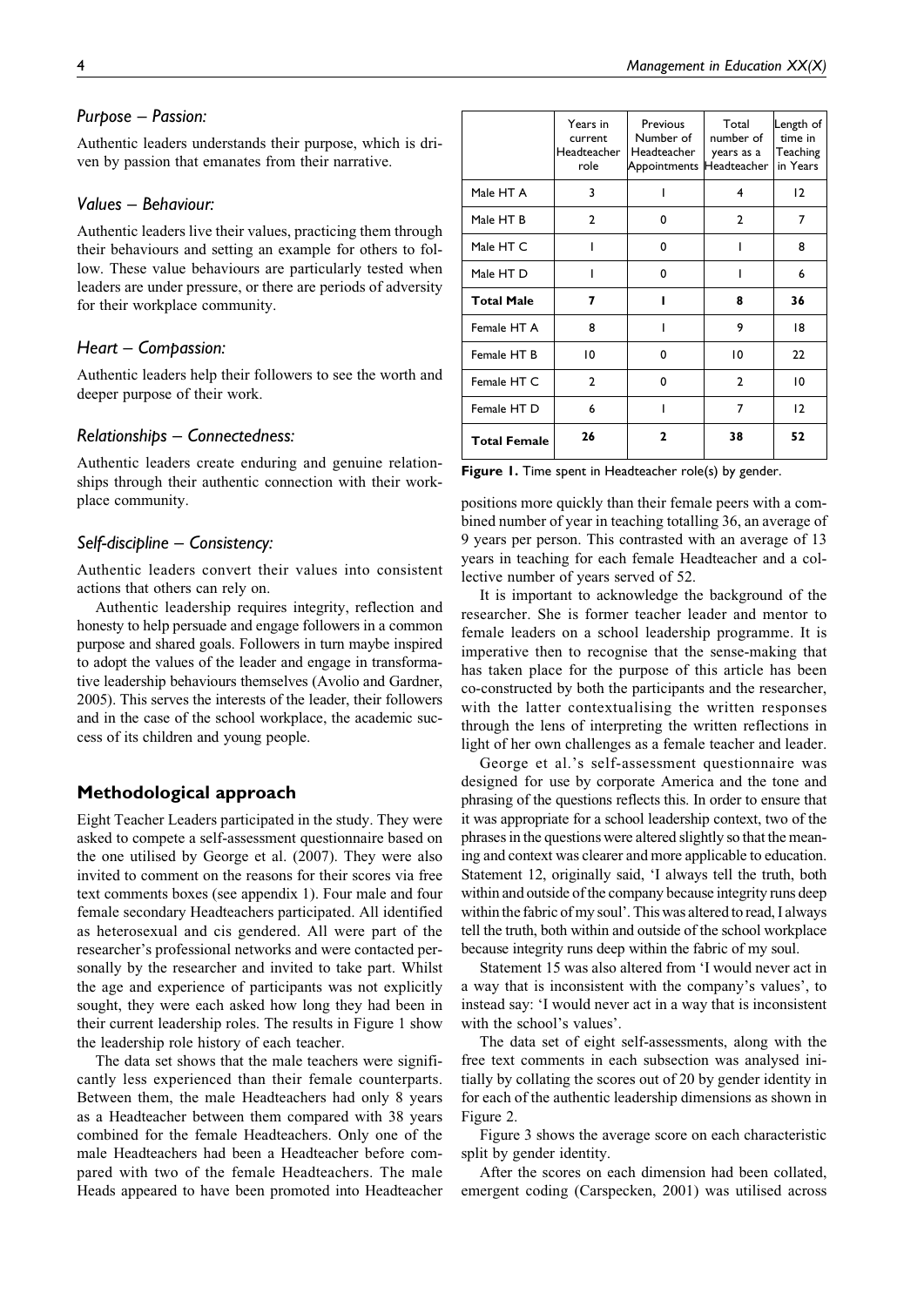### *Purpose – Passion:*

Authentic leaders understands their purpose, which is driven by passion that emanates from their narrative.

### *Values – Behaviour:*

Authentic leaders live their values, practicing them through their behaviours and setting an example for others to follow. These value behaviours are particularly tested when leaders are under pressure, or there are periods of adversity for their workplace community.

### *Heart – Compassion:*

Authentic leaders help their followers to see the worth and deeper purpose of their work.

### *Relationships – Connectedness:*

Authentic leaders create enduring and genuine relationships through their authentic connection with their workplace community.

### *Self-discipline – Consistency:*

Authentic leaders convert their values into consistent actions that others can rely on.

Authentic leadership requires integrity, reflection and honesty to help persuade and engage followers in a common purpose and shared goals. Followers in turn maybe inspired to adopt the values of the leader and engage in transformative leadership behaviours themselves (Avolio and Gardner, 2005). This serves the interests of the leader, their followers and in the case of the school workplace, the academic success of its children and young people.

## Methodological approach

Eight Teacher Leaders participated in the study. They were asked to compete a self-assessment questionnaire based on the one utilised by George et al. (2007). They were also invited to comment on the reasons for their scores via free text comments boxes (see appendix 1). Four male and four female secondary Headteachers participated. All identified as heterosexual and cis gendered. All were part of the researcher's professional networks and were contacted personally by the researcher and invited to take part. Whilst the age and experience of participants was not explicitly sought, they were each asked how long they had been in their current leadership roles. The results in Figure 1 show the leadership role history of each teacher.

|  | Years in current Headteacher role | Previous Number of Headteacher Appointments | Total number of years as a Headteacher | Length of time in Teaching in Years |
|---|---|---|---|---|
| Male HT A | 3 | 1 | 4 | 12 |
| Male HT B | 2 | 0 | 2 | 7 |
| Male HT C | 1 | 0 | 1 | 8 |
| Male HT D | 1 | 0 | 1 | 6 |
| **Total Male** | **7** | **1** | **8** | **36** |
| Female HT A | 8 | 1 | 9 | 18 |
| Female HT B | 10 | 0 | 10 | 22 |
| Female HT C | 2 | 0 | 2 | 10 |
| Female HT D | 6 | 1 | 7 | 12 |
| **Total Female** | **26** | **2** | **38** | **52** |

**Figure 1.** Time spent in Headteacher role(s) by gender.

The data set shows that the male teachers were significantly less experienced than their female counterparts. Between them, the male Headteachers had only 8 years as a Headteacher between them compared with 38 years combined for the female Headteachers. Only one of the male Headteachers had been a Headteacher before compared with two of the female Headteachers. The male Heads appeared to have been promoted into Headteacher positions more quickly than their female peers with a combined number of year in teaching totalling 36, an average of 9 years per person. This contrasted with an average of 13 years in teaching for each female Headteacher and a collective number of years served of 52.

It is important to acknowledge the background of the researcher. She is former teacher leader and mentor to female leaders on a school leadership programme. It is imperative then to recognise that the sense-making that has taken place for the purpose of this article has been co-constructed by both the participants and the researcher, with the latter contextualising the written responses through the lens of interpreting the written reflections in light of her own challenges as a female teacher and leader.

George et al.'s self-assessment questionnaire was designed for use by corporate America and the tone and phrasing of the questions reflects this. In order to ensure that it was appropriate for a school leadership context, two of the phrases in the questions were altered slightly so that the meaning and context was clearer and more applicable to education. Statement 12, originally said, 'I always tell the truth, both within and outside of the company because integrity runs deep within the fabric of my soul'. This was altered to read, I always tell the truth, both within and outside of the school workplace because integrity runs deep within the fabric of my soul.

Statement 15 was also altered from 'I would never act in a way that is inconsistent with the company's values', to instead say: 'I would never act in a way that is inconsistent with the school's values'.

The data set of eight self-assessments, along with the free text comments in each subsection was analysed initially by collating the scores out of 20 by gender identity in for each of the authentic leadership dimensions as shown in Figure 2.

Figure 3 shows the average score on each characteristic split by gender identity.

After the scores on each dimension had been collated, emergent coding (Carspecken, 2001) was utilised across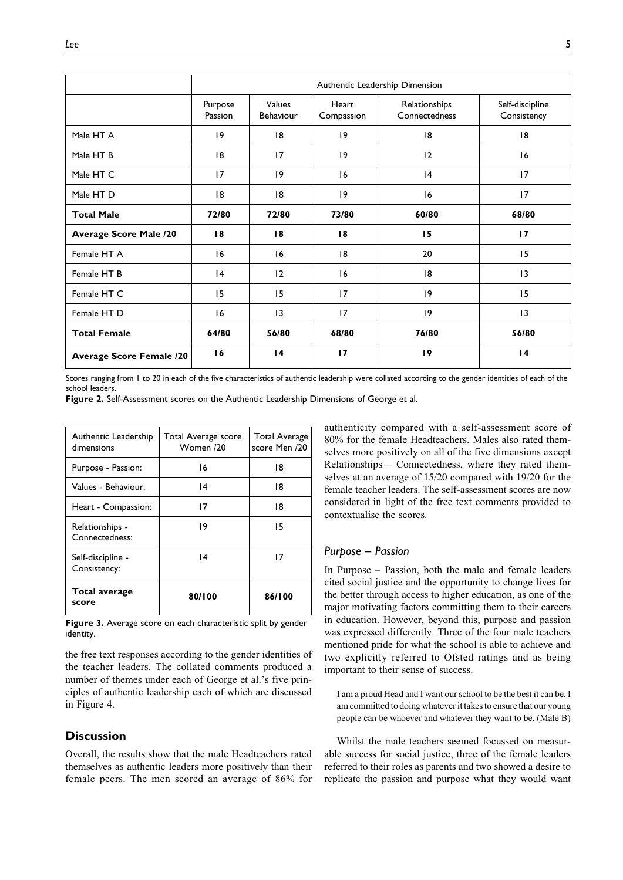| | Authentic Leadership Dimension | | | | |
|---|---|---|---|---|---|
| | Purpose Passion | Values Behaviour | Heart Compassion | Relationships Connectedness | Self-discipline Consistency |
| Male HT A | 19 | 18 | 19 | 18 | 18 |
| Male HT B | 18 | 17 | 19 | 12 | 16 |
| Male HT C | 17 | 19 | 16 | 14 | 17 |
| Male HT D | 18 | 18 | 19 | 16 | 17 |
| **Total Male** | **72/80** | **72/80** | **73/80** | **60/80** | **68/80** |
| **Average Score Male /20** | **18** | **18** | **18** | **15** | **17** |
| Female HT A | 16 | 16 | 18 | 20 | 15 |
| Female HT B | 14 | 12 | 16 | 18 | 13 |
| Female HT C | 15 | 15 | 17 | 19 | 15 |
| Female HT D | 16 | 13 | 17 | 19 | 13 |
| **Total Female** | **64/80** | **56/80** | **68/80** | **76/80** | **56/80** |
| **Average Score Female /20** | **16** | **14** | **17** | **19** | **14** |

Scores ranging from 1 to 20 in each of the five characteristics of authentic leadership were collated according to the gender identities of each of the school leaders.

**Figure 2.** Self-Assessment scores on the Authentic Leadership Dimensions of George et al.

| Authentic Leadership dimensions | Total Average score Women /20 | Total Average score Men /20 |
|---|---|---|
| Purpose - Passion: | 16 | 18 |
| Values - Behaviour: | 14 | 18 |
| Heart - Compassion: | 17 | 18 |
| Relationships - Connectedness: | 19 | 15 |
| Self-discipline - Consistency: | 14 | 17 |
| **Total average score** | **80/100** | **86/100** |

**Figure 3.** Average score on each characteristic split by gender identity.

the free text responses according to the gender identities of the teacher leaders. The collated comments produced a number of themes under each of George et al.'s five principles of authentic leadership each of which are discussed in Figure 4.

## Discussion

Overall, the results show that the male Headteachers rated themselves as authentic leaders more positively than their female peers. The men scored an average of 86% for authenticity compared with a self-assessment score of 80% for the female Headteachers. Males also rated themselves more positively on all of the five dimensions except Relationships – Connectedness, where they rated themselves at an average of 15/20 compared with 19/20 for the female teacher leaders. The self-assessment scores are now considered in light of the free text comments provided to contextualise the scores.

### *Purpose – Passion*

In Purpose – Passion, both the male and female leaders cited social justice and the opportunity to change lives for the better through access to higher education, as one of the major motivating factors committing them to their careers in education. However, beyond this, purpose and passion was expressed differently. Three of the four male teachers mentioned pride for what the school is able to achieve and two explicitly referred to Ofsted ratings and as being important to their sense of success.

> I am a proud Head and I want our school to be the best it can be. I am committed to doing whatever it takes to ensure that our young people can be whoever and whatever they want to be. (Male B)

Whilst the male teachers seemed focussed on measurable success for social justice, three of the female leaders referred to their roles as parents and two showed a desire to replicate the passion and purpose what they would want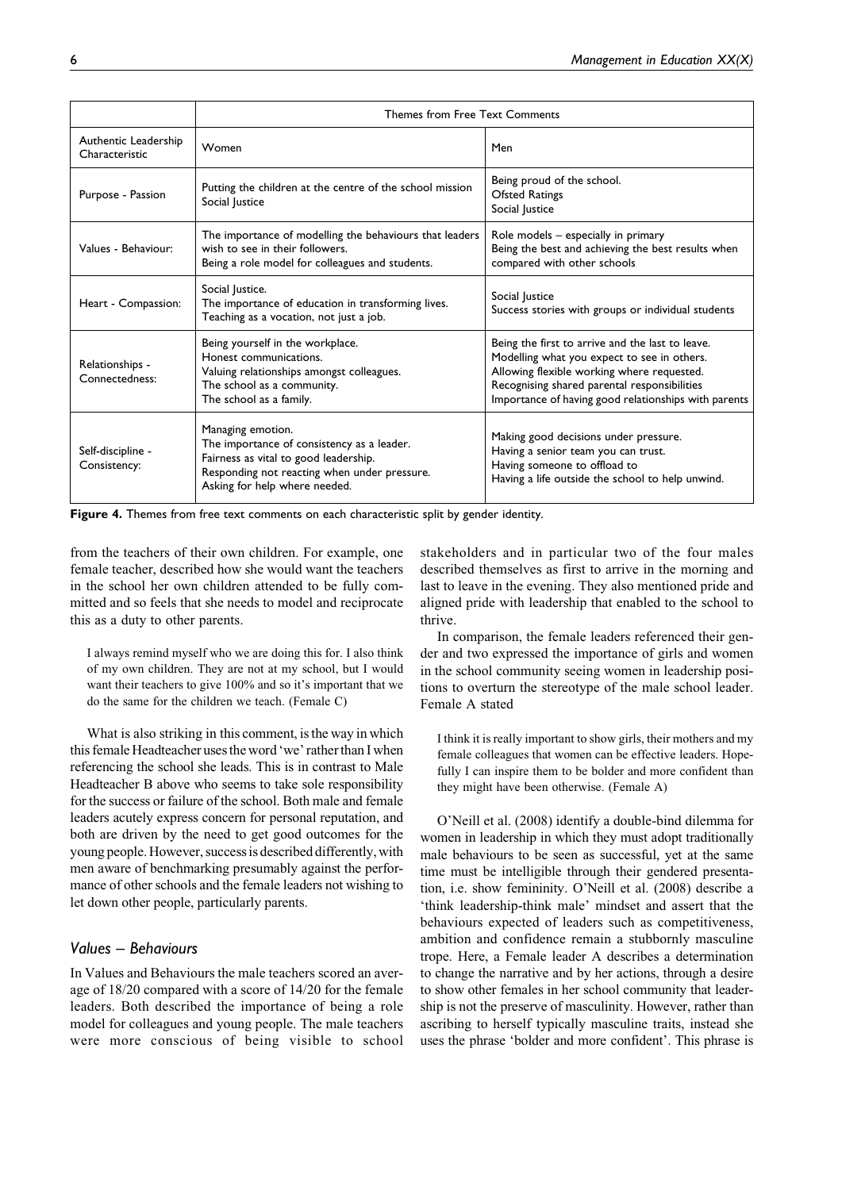| | Themes from Free Text Comments | |
|---|---|---|
| Authentic Leadership Characteristic | Women | Men |
| Purpose - Passion | Putting the children at the centre of the school mission<br>Social Justice | Being proud of the school.<br>Ofsted Ratings<br>Social Justice |
| Values - Behaviour: | The importance of modelling the behaviours that leaders wish to see in their followers.<br>Being a role model for colleagues and students. | Role models – especially in primary<br>Being the best and achieving the best results when compared with other schools |
| Heart - Compassion: | Social Justice.<br>The importance of education in transforming lives.<br>Teaching as a vocation, not just a job. | Social Justice<br>Success stories with groups or individual students |
| Relationships - Connectedness: | Being yourself in the workplace.<br>Honest communications.<br>Valuing relationships amongst colleagues.<br>The school as a community.<br>The school as a family. | Being the first to arrive and the last to leave.<br>Modelling what you expect to see in others.<br>Allowing flexible working where requested.<br>Recognising shared parental responsibilities<br>Importance of having good relationships with parents |
| Self-discipline - Consistency: | Managing emotion.<br>The importance of consistency as a leader.<br>Fairness as vital to good leadership.<br>Responding not reacting when under pressure.<br>Asking for help where needed. | Making good decisions under pressure.<br>Having a senior team you can trust.<br>Having someone to offload to<br>Having a life outside the school to help unwind. |

**Figure 4.** Themes from free text comments on each characteristic split by gender identity.

from the teachers of their own children. For example, one female teacher, described how she would want the teachers in the school her own children attended to be fully committed and so feels that she needs to model and reciprocate this as a duty to other parents.

> I always remind myself who we are doing this for. I also think of my own children. They are not at my school, but I would want their teachers to give 100% and so it's important that we do the same for the children we teach. (Female C)

What is also striking in this comment, is the way in which this female Headteacher uses the word 'we' rather than I when referencing the school she leads. This is in contrast to Male Headteacher B above who seems to take sole responsibility for the success or failure of the school. Both male and female leaders acutely express concern for personal reputation, and both are driven by the need to get good outcomes for the young people. However, success is described differently, with men aware of benchmarking presumably against the performance of other schools and the female leaders not wishing to let down other people, particularly parents.

### *Values – Behaviours*

In Values and Behaviours the male teachers scored an average of 18/20 compared with a score of 14/20 for the female leaders. Both described the importance of being a role model for colleagues and young people. The male teachers were more conscious of being visible to school stakeholders and in particular two of the four males described themselves as first to arrive in the morning and last to leave in the evening. They also mentioned pride and aligned pride with leadership that enabled to the school to thrive.

In comparison, the female leaders referenced their gender and two expressed the importance of girls and women in the school community seeing women in leadership positions to overturn the stereotype of the male school leader. Female A stated

> I think it is really important to show girls, their mothers and my female colleagues that women can be effective leaders. Hopefully I can inspire them to be bolder and more confident than they might have been otherwise. (Female A)

O'Neill et al. (2008) identify a double-bind dilemma for women in leadership in which they must adopt traditionally male behaviours to be seen as successful, yet at the same time must be intelligible through their gendered presentation, i.e. show femininity. O'Neill et al. (2008) describe a 'think leadership-think male' mindset and assert that the behaviours expected of leaders such as competitiveness, ambition and confidence remain a stubbornly masculine trope. Here, a Female leader A describes a determination to change the narrative and by her actions, through a desire to show other females in her school community that leadership is not the preserve of masculinity. However, rather than ascribing to herself typically masculine traits, instead she uses the phrase 'bolder and more confident'. This phrase is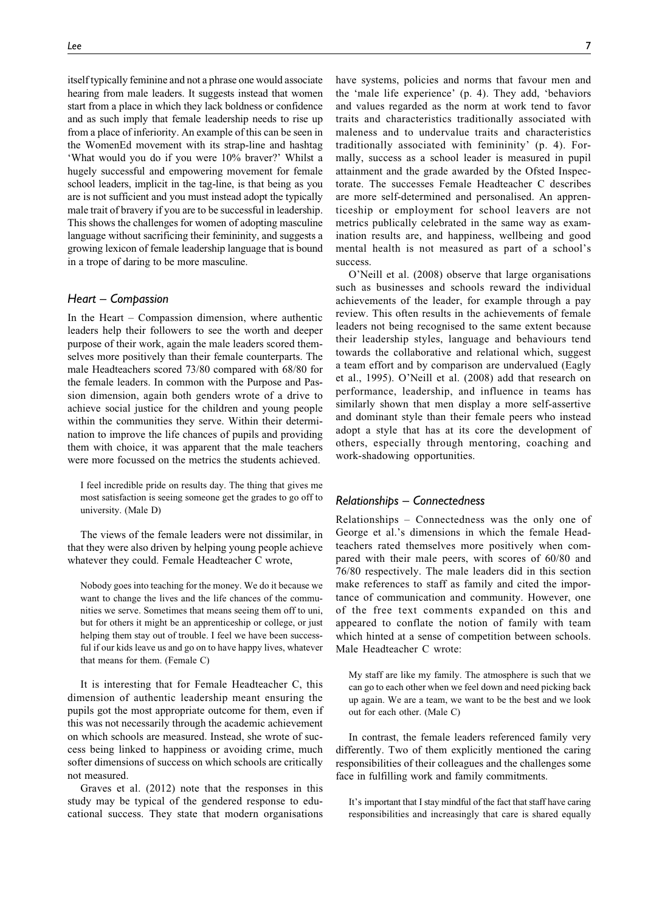itself typically feminine and not a phrase one would associate hearing from male leaders. It suggests instead that women start from a place in which they lack boldness or confidence and as such imply that female leadership needs to rise up from a place of inferiority. An example of this can be seen in the WomenEd movement with its strap-line and hashtag 'What would you do if you were 10% braver?' Whilst a hugely successful and empowering movement for female school leaders, implicit in the tag-line, is that being as you are is not sufficient and you must instead adopt the typically male trait of bravery if you are to be successful in leadership. This shows the challenges for women of adopting masculine language without sacrificing their femininity, and suggests a growing lexicon of female leadership language that is bound in a trope of daring to be more masculine.

### *Heart – Compassion*

In the Heart – Compassion dimension, where authentic leaders help their followers to see the worth and deeper purpose of their work, again the male leaders scored themselves more positively than their female counterparts. The male Headteachers scored 73/80 compared with 68/80 for the female leaders. In common with the Purpose and Passion dimension, again both genders wrote of a drive to achieve social justice for the children and young people within the communities they serve. Within their determination to improve the life chances of pupils and providing them with choice, it was apparent that the male teachers were more focussed on the metrics the students achieved.

> I feel incredible pride on results day. The thing that gives me most satisfaction is seeing someone get the grades to go off to university. (Male D)

The views of the female leaders were not dissimilar, in that they were also driven by helping young people achieve whatever they could. Female Headteacher C wrote,

> Nobody goes into teaching for the money. We do it because we want to change the lives and the life chances of the communities we serve. Sometimes that means seeing them off to uni, but for others it might be an apprenticeship or college, or just helping them stay out of trouble. I feel we have been successful if our kids leave us and go on to have happy lives, whatever that means for them. (Female C)

It is interesting that for Female Headteacher C, this dimension of authentic leadership meant ensuring the pupils got the most appropriate outcome for them, even if this was not necessarily through the academic achievement on which schools are measured. Instead, she wrote of success being linked to happiness or avoiding crime, much softer dimensions of success on which schools are critically not measured.

Graves et al. (2012) note that the responses in this study may be typical of the gendered response to educational success. They state that modern organisations have systems, policies and norms that favour men and the 'male life experience' (p. 4). They add, 'behaviors and values regarded as the norm at work tend to favor traits and characteristics traditionally associated with maleness and to undervalue traits and characteristics traditionally associated with femininity' (p. 4). Formally, success as a school leader is measured in pupil attainment and the grade awarded by the Ofsted Inspectorate. The successes Female Headteacher C describes are more self-determined and personalised. An apprenticeship or employment for school leavers are not metrics publically celebrated in the same way as examination results are, and happiness, wellbeing and good mental health is not measured as part of a school's success.

O'Neill et al. (2008) observe that large organisations such as businesses and schools reward the individual achievements of the leader, for example through a pay review. This often results in the achievements of female leaders not being recognised to the same extent because their leadership styles, language and behaviours tend towards the collaborative and relational which, suggest a team effort and by comparison are undervalued (Eagly et al., 1995). O'Neill et al. (2008) add that research on performance, leadership, and influence in teams has similarly shown that men display a more self-assertive and dominant style than their female peers who instead adopt a style that has at its core the development of others, especially through mentoring, coaching and work-shadowing opportunities.

### *Relationships – Connectedness*

Relationships – Connectedness was the only one of George et al.'s dimensions in which the female Headteachers rated themselves more positively when compared with their male peers, with scores of 60/80 and 76/80 respectively. The male leaders did in this section make references to staff as family and cited the importance of communication and community. However, one of the free text comments expanded on this and appeared to conflate the notion of family with team which hinted at a sense of competition between schools. Male Headteacher C wrote:

> My staff are like my family. The atmosphere is such that we can go to each other when we feel down and need picking back up again. We are a team, we want to be the best and we look out for each other. (Male C)

In contrast, the female leaders referenced family very differently. Two of them explicitly mentioned the caring responsibilities of their colleagues and the challenges some face in fulfilling work and family commitments.

> It's important that I stay mindful of the fact that staff have caring responsibilities and increasingly that care is shared equally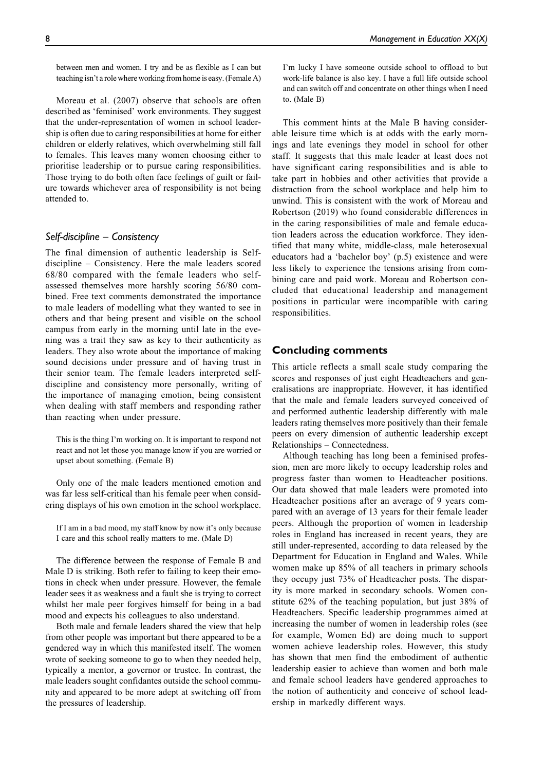between men and women. I try and be as flexible as I can but teaching isn't a role where working from home is easy. (Female A)

Moreau et al. (2007) observe that schools are often described as 'feminised' work environments. They suggest that the under-representation of women in school leadership is often due to caring responsibilities at home for either children or elderly relatives, which overwhelming still fall to females. This leaves many women choosing either to prioritise leadership or to pursue caring responsibilities. Those trying to do both often face feelings of guilt or failure towards whichever area of responsibility is not being attended to.

### *Self-discipline – Consistency*

The final dimension of authentic leadership is Self-discipline – Consistency. Here the male leaders scored 68/80 compared with the female leaders who self-assessed themselves more harshly scoring 56/80 combined. Free text comments demonstrated the importance to male leaders of modelling what they wanted to see in others and that being present and visible on the school campus from early in the morning until late in the evening was a trait they saw as key to their authenticity as leaders. They also wrote about the importance of making sound decisions under pressure and of having trust in their senior team. The female leaders interpreted self-discipline and consistency more personally, writing of the importance of managing emotion, being consistent when dealing with staff members and responding rather than reacting when under pressure.

> This is the thing I'm working on. It is important to respond not react and not let those you manage know if you are worried or upset about something. (Female B)

Only one of the male leaders mentioned emotion and was far less self-critical than his female peer when considering displays of his own emotion in the school workplace.

> If I am in a bad mood, my staff know by now it's only because I care and this school really matters to me. (Male D)

The difference between the response of Female B and Male D is striking. Both refer to failing to keep their emotions in check when under pressure. However, the female leader sees it as weakness and a fault she is trying to correct whilst her male peer forgives himself for being in a bad mood and expects his colleagues to also understand.

Both male and female leaders shared the view that help from other people was important but there appeared to be a gendered way in which this manifested itself. The women wrote of seeking someone to go to when they needed help, typically a mentor, a governor or trustee. In contrast, the male leaders sought confidantes outside the school community and appeared to be more adept at switching off from the pressures of leadership.

> I'm lucky I have someone outside school to offload to but work-life balance is also key. I have a full life outside school and can switch off and concentrate on other things when I need to. (Male B)

This comment hints at the Male B having considerable leisure time which is at odds with the early mornings and late evenings they model in school for other staff. It suggests that this male leader at least does not have significant caring responsibilities and is able to take part in hobbies and other activities that provide a distraction from the school workplace and help him to unwind. This is consistent with the work of Moreau and Robertson (2019) who found considerable differences in in the caring responsibilities of male and female education leaders across the education workforce. They identified that many white, middle-class, male heterosexual educators had a 'bachelor boy' (p.5) existence and were less likely to experience the tensions arising from combining care and paid work. Moreau and Robertson concluded that educational leadership and management positions in particular were incompatible with caring responsibilities.

## Concluding comments

This article reflects a small scale study comparing the scores and responses of just eight Headteachers and generalisations are inappropriate. However, it has identified that the male and female leaders surveyed conceived of and performed authentic leadership differently with male leaders rating themselves more positively than their female peers on every dimension of authentic leadership except Relationships – Connectedness.

Although teaching has long been a feminised profession, men are more likely to occupy leadership roles and progress faster than women to Headteacher positions. Our data showed that male leaders were promoted into Headteacher positions after an average of 9 years compared with an average of 13 years for their female leader peers. Although the proportion of women in leadership roles in England has increased in recent years, they are still under-represented, according to data released by the Department for Education in England and Wales. While women make up 85% of all teachers in primary schools they occupy just 73% of Headteacher posts. The disparity is more marked in secondary schools. Women constitute 62% of the teaching population, but just 38% of Headteachers. Specific leadership programmes aimed at increasing the number of women in leadership roles (see for example, Women Ed) are doing much to support women achieve leadership roles. However, this study has shown that men find the embodiment of authentic leadership easier to achieve than women and both male and female school leaders have gendered approaches to the notion of authenticity and conceive of school leadership in markedly different ways.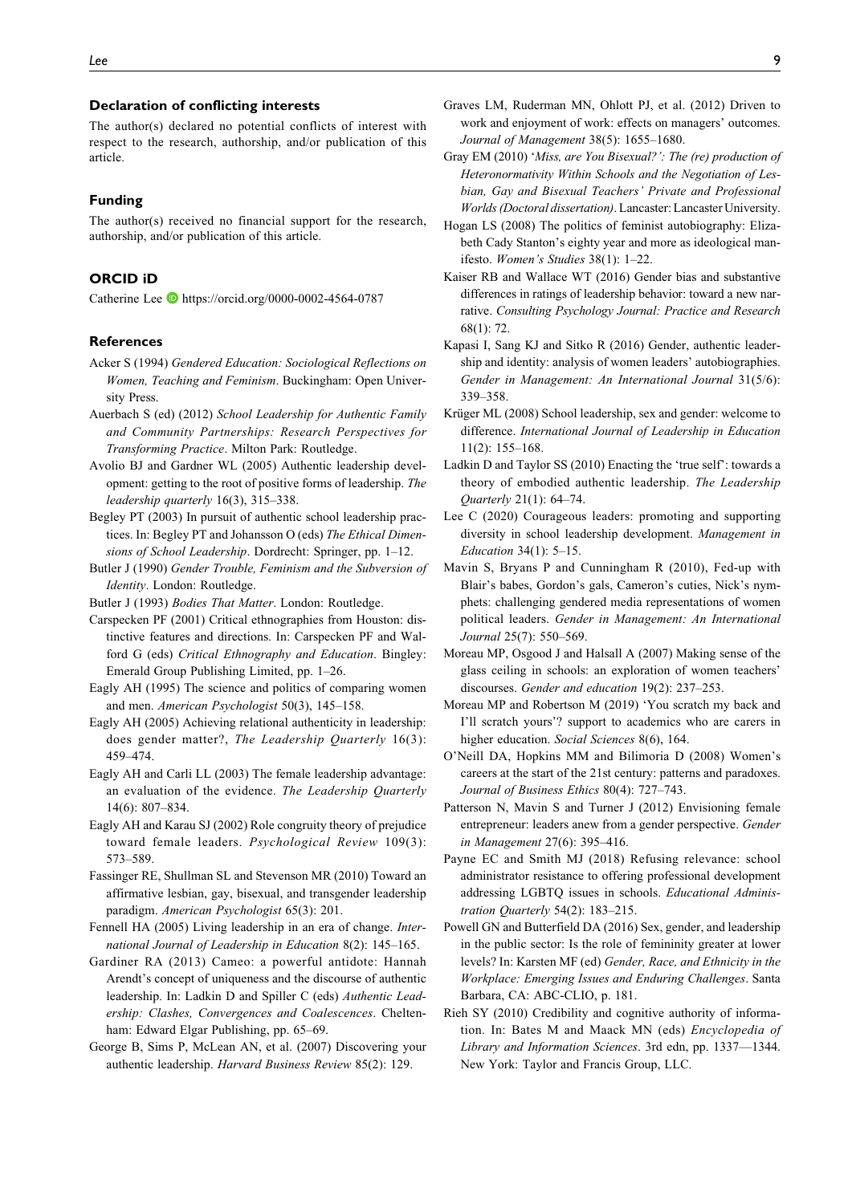## Declaration of conflicting interests

The author(s) declared no potential conflicts of interest with respect to the research, authorship, and/or publication of this article.

## Funding

The author(s) received no financial support for the research, authorship, and/or publication of this article.

## ORCID iD

Catherine Lee https://orcid.org/0000-0002-4564-0787

## References

Acker S (1994) *Gendered Education: Sociological Reflections on Women, Teaching and Feminism*. Buckingham: Open University Press.

Auerbach S (ed) (2012) *School Leadership for Authentic Family and Community Partnerships: Research Perspectives for Transforming Practice*. Milton Park: Routledge.

Avolio BJ and Gardner WL (2005) Authentic leadership development: getting to the root of positive forms of leadership. *The leadership quarterly* 16(3), 315–338.

Begley PT (2003) In pursuit of authentic school leadership practices. In: Begley PT and Johansson O (eds) *The Ethical Dimensions of School Leadership*. Dordrecht: Springer, pp. 1–12.

Butler J (1990) *Gender Trouble, Feminism and the Subversion of Identity*. London: Routledge.

Butler J (1993) *Bodies That Matter*. London: Routledge.

Carspecken PF (2001) Critical ethnographies from Houston: distinctive features and directions. In: Carspecken PF and Walford G (eds) *Critical Ethnography and Education*. Bingley: Emerald Group Publishing Limited, pp. 1–26.

Eagly AH (1995) The science and politics of comparing women and men. *American Psychologist* 50(3), 145–158.

Eagly AH (2005) Achieving relational authenticity in leadership: does gender matter?, *The Leadership Quarterly* 16(3): 459–474.

Eagly AH and Carli LL (2003) The female leadership advantage: an evaluation of the evidence. *The Leadership Quarterly* 14(6): 807–834.

Eagly AH and Karau SJ (2002) Role congruity theory of prejudice toward female leaders. *Psychological Review* 109(3): 573–589.

Fassinger RE, Shullman SL and Stevenson MR (2010) Toward an affirmative lesbian, gay, bisexual, and transgender leadership paradigm. *American Psychologist* 65(3): 201.

Fennell HA (2005) Living leadership in an era of change. *International Journal of Leadership in Education* 8(2): 145–165.

Gardiner RA (2013) Cameo: a powerful antidote: Hannah Arendt's concept of uniqueness and the discourse of authentic leadership. In: Ladkin D and Spiller C (eds) *Authentic Leadership: Clashes, Convergences and Coalescences*. Cheltenham: Edward Elgar Publishing, pp. 65–69.

George B, Sims P, McLean AN, et al. (2007) Discovering your authentic leadership. *Harvard Business Review* 85(2): 129.

Graves LM, Ruderman MN, Ohlott PJ, et al. (2012) Driven to work and enjoyment of work: effects on managers' outcomes. *Journal of Management* 38(5): 1655–1680.

Gray EM (2010) '*Miss, are You Bisexual?': The (re) production of Heteronormativity Within Schools and the Negotiation of Lesbian, Gay and Bisexual Teachers' Private and Professional Worlds (Doctoral dissertation)*. Lancaster: Lancaster University.

Hogan LS (2008) The politics of feminist autobiography: Elizabeth Cady Stanton's eighty year and more as ideological manifesto. *Women's Studies* 38(1): 1–22.

Kaiser RB and Wallace WT (2016) Gender bias and substantive differences in ratings of leadership behavior: toward a new narrative. *Consulting Psychology Journal: Practice and Research* 68(1): 72.

Kapasi I, Sang KJ and Sitko R (2016) Gender, authentic leadership and identity: analysis of women leaders' autobiographies. *Gender in Management: An International Journal* 31(5/6): 339–358.

Krüger ML (2008) School leadership, sex and gender: welcome to difference. *International Journal of Leadership in Education* 11(2): 155–168.

Ladkin D and Taylor SS (2010) Enacting the 'true self': towards a theory of embodied authentic leadership. *The Leadership Quarterly* 21(1): 64–74.

Lee C (2020) Courageous leaders: promoting and supporting diversity in school leadership development. *Management in Education* 34(1): 5–15.

Mavin S, Bryans P and Cunningham R (2010), Fed-up with Blair's babes, Gordon's gals, Cameron's cuties, Nick's nymphets: challenging gendered media representations of women political leaders. *Gender in Management: An International Journal* 25(7): 550–569.

Moreau MP, Osgood J and Halsall A (2007) Making sense of the glass ceiling in schools: an exploration of women teachers' discourses. *Gender and education* 19(2): 237–253.

Moreau MP and Robertson M (2019) 'You scratch my back and I'll scratch yours'? support to academics who are carers in higher education. *Social Sciences* 8(6), 164.

O'Neill DA, Hopkins MM and Bilimoria D (2008) Women's careers at the start of the 21st century: patterns and paradoxes. *Journal of Business Ethics* 80(4): 727–743.

Patterson N, Mavin S and Turner J (2012) Envisioning female entrepreneur: leaders anew from a gender perspective. *Gender in Management* 27(6): 395–416.

Payne EC and Smith MJ (2018) Refusing relevance: school administrator resistance to offering professional development addressing LGBTQ issues in schools. *Educational Administration Quarterly* 54(2): 183–215.

Powell GN and Butterfield DA (2016) Sex, gender, and leadership in the public sector: Is the role of femininity greater at lower levels? In: Karsten MF (ed) *Gender, Race, and Ethnicity in the Workplace: Emerging Issues and Enduring Challenges*. Santa Barbara, CA: ABC-CLIO, p. 181.

Rieh SY (2010) Credibility and cognitive authority of information. In: Bates M and Maack MN (eds) *Encyclopedia of Library and Information Sciences*. 3rd edn, pp. 1337—1344. New York: Taylor and Francis Group, LLC.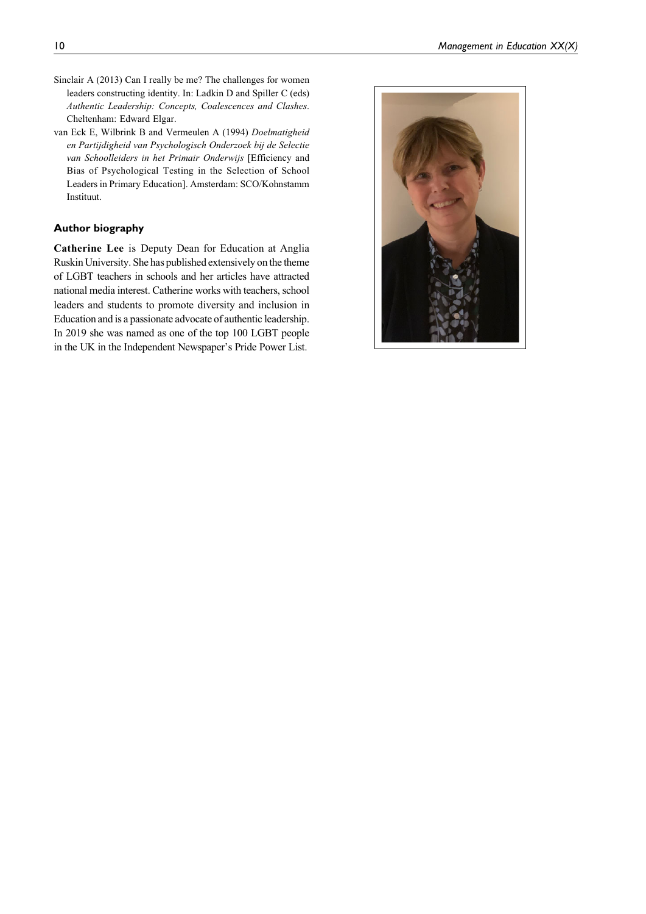Sinclair A (2013) Can I really be me? The challenges for women leaders constructing identity. In: Ladkin D and Spiller C (eds) *Authentic Leadership: Concepts, Coalescences and Clashes*. Cheltenham: Edward Elgar.

van Eck E, Wilbrink B and Vermeulen A (1994) *Doelmatigheid en Partijdigheid van Psychologisch Onderzoek bij de Selectie van Schoolleiders in het Primair Onderwijs* [Efficiency and Bias of Psychological Testing in the Selection of School Leaders in Primary Education]. Amsterdam: SCO/Kohnstamm Instituut.

### Author biography

**Catherine Lee** is Deputy Dean for Education at Anglia Ruskin University. She has published extensively on the theme of LGBT teachers in schools and her articles have attracted national media interest. Catherine works with teachers, school leaders and students to promote diversity and inclusion in Education and is a passionate advocate of authentic leadership. In 2019 she was named as one of the top 100 LGBT people in the UK in the Independent Newspaper's Pride Power List.